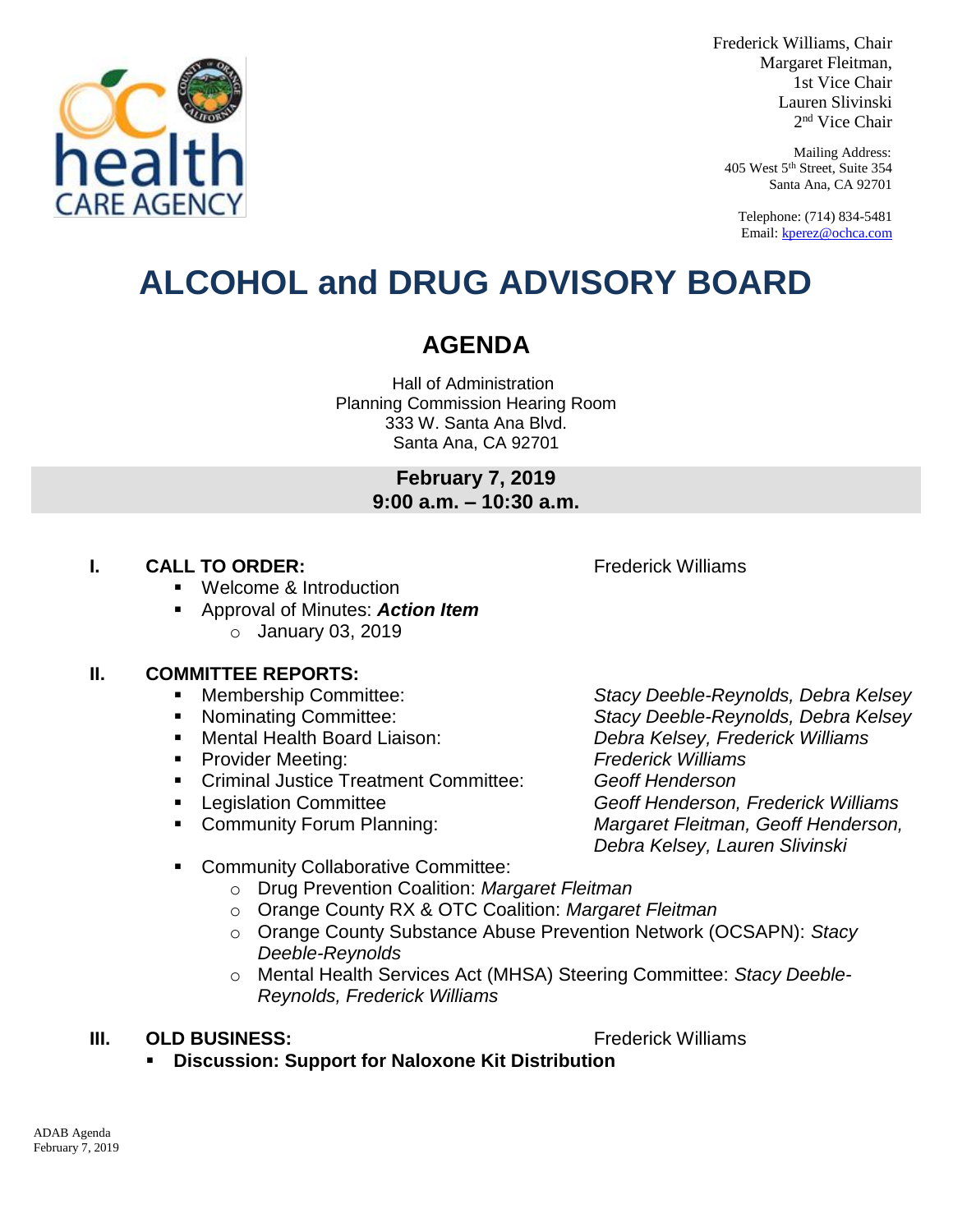Frederick Williams, Chair
Margaret Fleitman, 1st Vice Chair
Lauren Slivinski, 2nd Vice Chair

Mailing Address:
405 West 5th Street, Suite 354
Santa Ana, CA 92701

Telephone: (714) 834-5481
Email: kperez@ochca.com

# ALCOHOL and DRUG ADVISORY BOARD

## AGENDA

Hall of Administration
Planning Commission Hearing Room
333 W. Santa Ana Blvd.
Santa Ana, CA 92701

**February 7, 2019**
**9:00 a.m. – 10:30 a.m.**

### I. CALL TO ORDER: Frederick Williams

- Welcome & Introduction
- Approval of Minutes: ***Action Item***
  - January 03, 2019

### II. COMMITTEE REPORTS:

- Membership Committee: *Stacy Deeble-Reynolds, Debra Kelsey*
- Nominating Committee: *Stacy Deeble-Reynolds, Debra Kelsey*
- Mental Health Board Liaison: *Debra Kelsey, Frederick Williams*
- Provider Meeting: *Frederick Williams*
- Criminal Justice Treatment Committee: *Geoff Henderson*
- Legislation Committee *Geoff Henderson, Frederick Williams*
- Community Forum Planning: *Margaret Fleitman, Geoff Henderson, Debra Kelsey, Lauren Slivinski*
- Community Collaborative Committee:
  - Drug Prevention Coalition: *Margaret Fleitman*
  - Orange County RX & OTC Coalition: *Margaret Fleitman*
  - Orange County Substance Abuse Prevention Network (OCSAPN): *Stacy Deeble-Reynolds*
  - Mental Health Services Act (MHSA) Steering Committee: *Stacy Deeble-Reynolds, Frederick Williams*

### III. OLD BUSINESS: Frederick Williams

- **Discussion: Support for Naloxone Kit Distribution**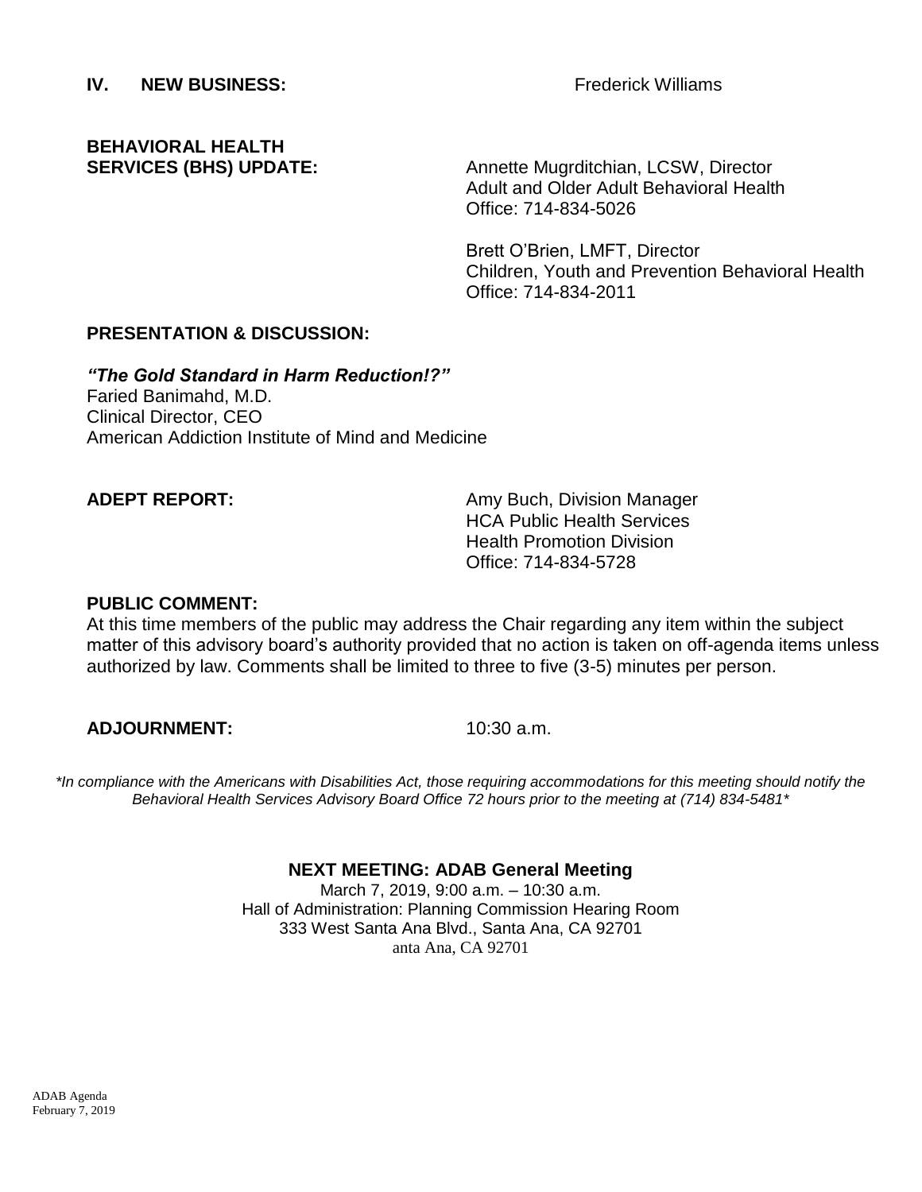**IV. NEW BUSINESS:** Frederick Williams

**BEHAVIORAL HEALTH SERVICES (BHS) UPDATE:**

Annette Mugrditchian, LCSW, Director
Adult and Older Adult Behavioral Health
Office: 714-834-5026

Brett O'Brien, LMFT, Director
Children, Youth and Prevention Behavioral Health
Office: 714-834-2011

**PRESENTATION & DISCUSSION:**

***"The Gold Standard in Harm Reduction!?"***
Faried Banimahd, M.D.
Clinical Director, CEO
American Addiction Institute of Mind and Medicine

**ADEPT REPORT:**

Amy Buch, Division Manager
HCA Public Health Services
Health Promotion Division
Office: 714-834-5728

**PUBLIC COMMENT:**
At this time members of the public may address the Chair regarding any item within the subject matter of this advisory board's authority provided that no action is taken on off-agenda items unless authorized by law. Comments shall be limited to three to five (3-5) minutes per person.

**ADJOURNMENT:** 10:30 a.m.

*\*In compliance with the Americans with Disabilities Act, those requiring accommodations for this meeting should notify the Behavioral Health Services Advisory Board Office 72 hours prior to the meeting at (714) 834-5481\**

**NEXT MEETING: ADAB General Meeting**
March 7, 2019, 9:00 a.m. – 10:30 a.m.
Hall of Administration: Planning Commission Hearing Room
333 West Santa Ana Blvd., Santa Ana, CA 92701
anta Ana, CA 92701